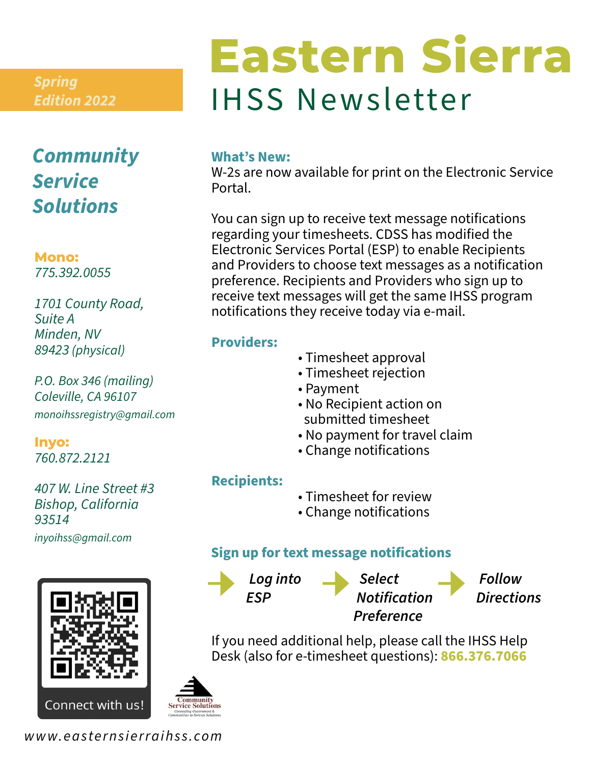*Spring Edition 2022*

# Eastern Sierra

## IHSS Newsletter

## *Community Service Solutions*

**Mono:**
*775.392.0055*

*1701 County Road, Suite A*
*Minden, NV*
*89423 (physical)*

*P.O. Box 346 (mailing)*
*Coleville, CA 96107*
*monoihssregistry@gmail.com*

**Inyo:**
*760.872.2121*

*407 W. Line Street #3*
*Bishop, California*
*93514*
*inyoihss@gmail.com*

Connect with us!

### What's New:

W-2s are now available for print on the Electronic Service Portal.

You can sign up to receive text message notifications regarding your timesheets. CDSS has modified the Electronic Services Portal (ESP) to enable Recipients and Providers to choose text messages as a notification preference. Recipients and Providers who sign up to receive text messages will get the same IHSS program notifications they receive today via e-mail.

### Providers:

- Timesheet approval
- Timesheet rejection
- Payment
- No Recipient action on submitted timesheet
- No payment for travel claim
- Change notifications

### Recipients:

- Timesheet for review
- Change notifications

### Sign up for text message notifications

*Log into ESP* → *Select Notification Preference* → *Follow Directions*

If you need additional help, please call the IHSS Help Desk (also for e-timesheet questions): **866.376.7066**

Community Service Solutions
Connecting Government & Communities to Service Solutions

*www.easternsierraihss.com*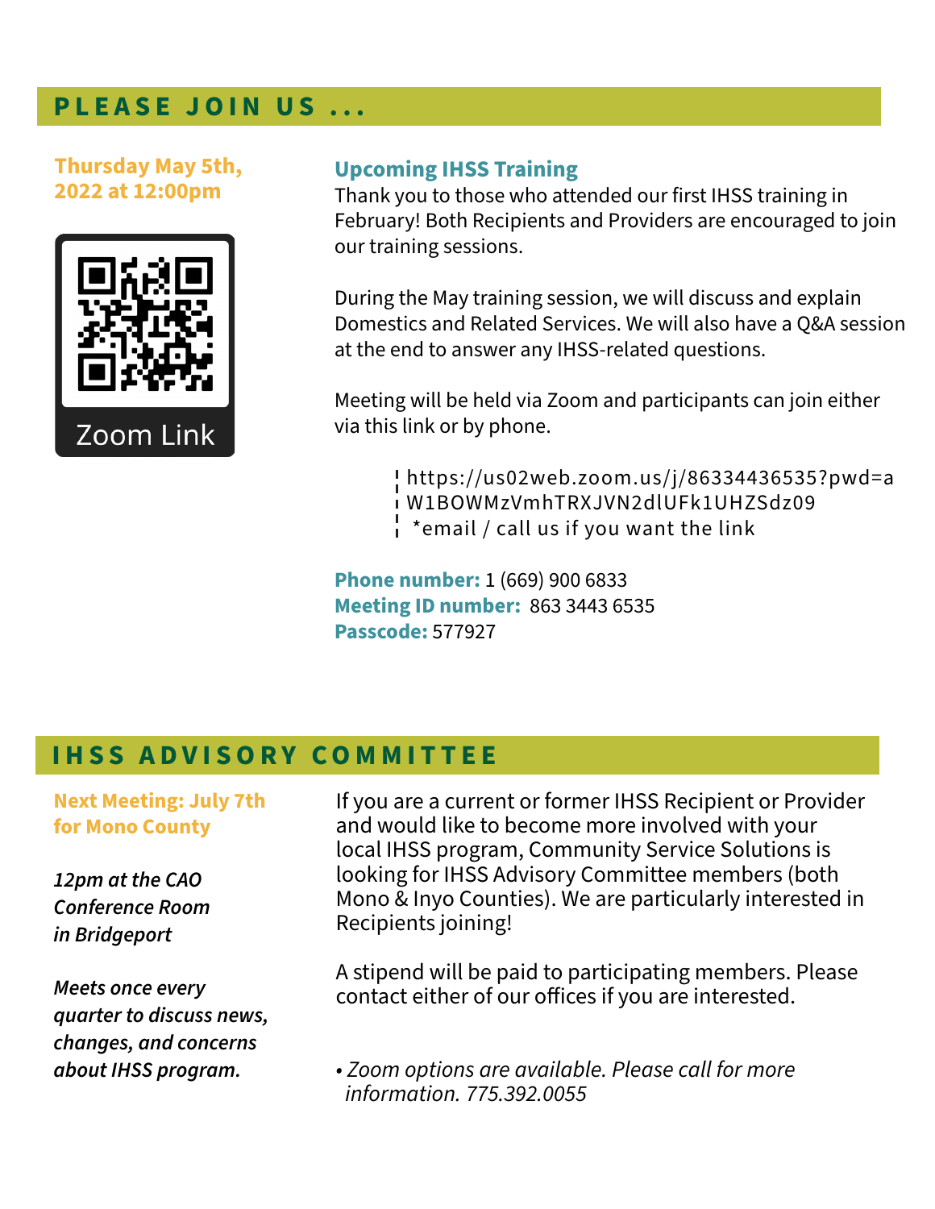## PLEASE JOIN US ...

**Thursday May 5th, 2022 at 12:00pm**

Zoom Link

### Upcoming IHSS Training

Thank you to those who attended our first IHSS training in February! Both Recipients and Providers are encouraged to join our training sessions.

During the May training session, we will discuss and explain Domestics and Related Services. We will also have a Q&A session at the end to answer any IHSS-related questions.

Meeting will be held via Zoom and participants can join either via this link or by phone.

> https://us02web.zoom.us/j/86334436535?pwd=aW1BOWMzVmhTRXJVN2dlUFk1UHZSdz09
> *email / call us if you want the link

**Phone number:** 1 (669) 900 6833
**Meeting ID number:** 863 3443 6535
**Passcode:** 577927

## IHSS ADVISORY COMMITTEE

**Next Meeting: July 7th for Mono County**

***12pm at the CAO Conference Room in Bridgeport***

***Meets once every quarter to discuss news, changes, and concerns about IHSS program.***

If you are a current or former IHSS Recipient or Provider and would like to become more involved with your local IHSS program, Community Service Solutions is looking for IHSS Advisory Committee members (both Mono & Inyo Counties). We are particularly interested in Recipients joining!

A stipend will be paid to participating members. Please contact either of our offices if you are interested.

- *Zoom options are available. Please call for more information. 775.392.0055*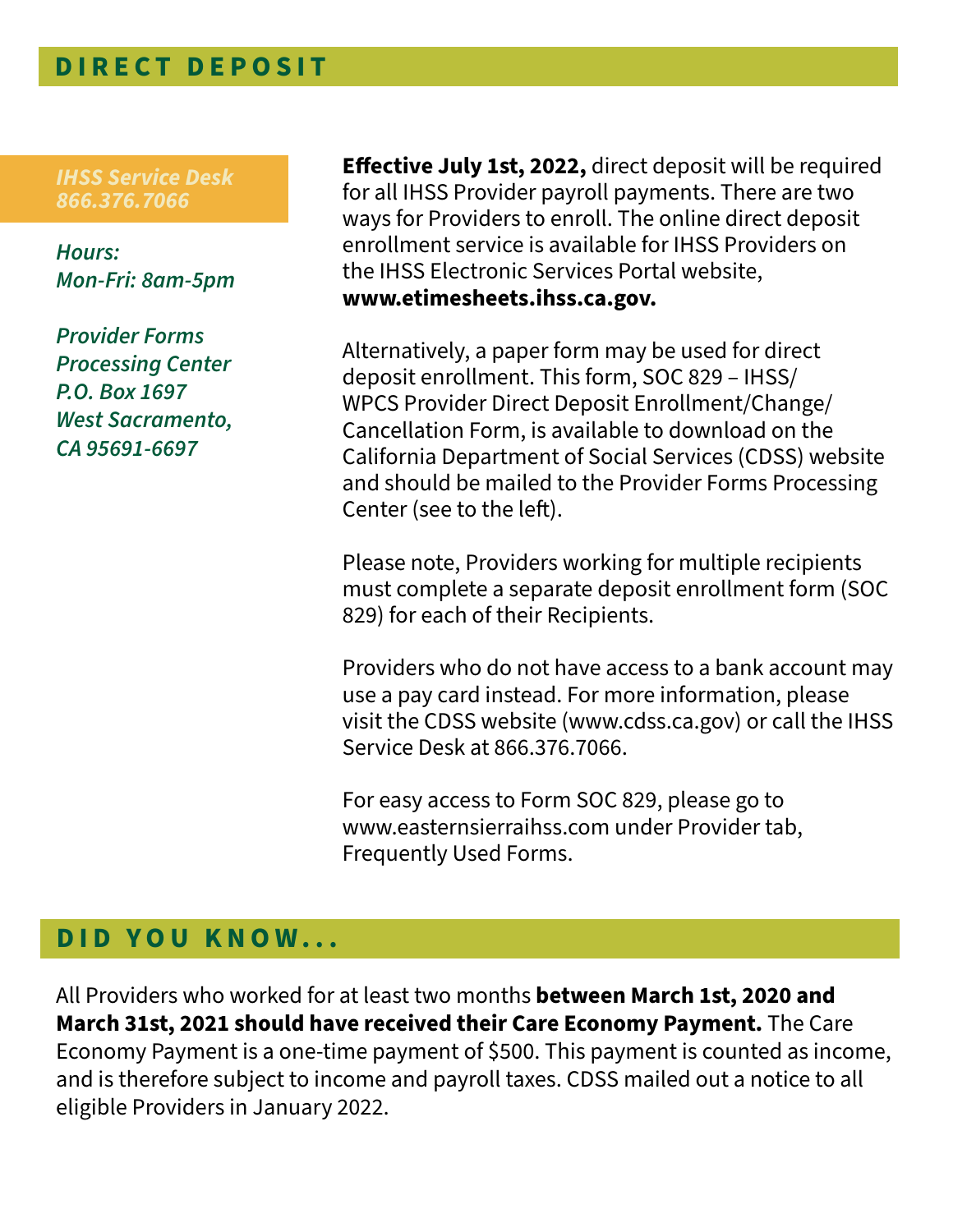## DIRECT DEPOSIT

***IHSS Service Desk***
***866.376.7066***

***Hours:***
***Mon-Fri: 8am-5pm***

***Provider Forms***
***Processing Center***
***P.O. Box 1697***
***West Sacramento,***
***CA 95691-6697***

**Effective July 1st, 2022,** direct deposit will be required for all IHSS Provider payroll payments. There are two ways for Providers to enroll. The online direct deposit enrollment service is available for IHSS Providers on the IHSS Electronic Services Portal website, **www.etimesheets.ihss.ca.gov.**

Alternatively, a paper form may be used for direct deposit enrollment. This form, SOC 829 – IHSS/WPCS Provider Direct Deposit Enrollment/Change/Cancellation Form, is available to download on the California Department of Social Services (CDSS) website and should be mailed to the Provider Forms Processing Center (see to the left).

Please note, Providers working for multiple recipients must complete a separate deposit enrollment form (SOC 829) for each of their Recipients.

Providers who do not have access to a bank account may use a pay card instead. For more information, please visit the CDSS website (www.cdss.ca.gov) or call the IHSS Service Desk at 866.376.7066.

For easy access to Form SOC 829, please go to www.easternsierraihss.com under Provider tab, Frequently Used Forms.

## DID YOU KNOW...

All Providers who worked for at least two months **between March 1st, 2020 and March 31st, 2021 should have received their Care Economy Payment.** The Care Economy Payment is a one-time payment of $500. This payment is counted as income, and is therefore subject to income and payroll taxes. CDSS mailed out a notice to all eligible Providers in January 2022.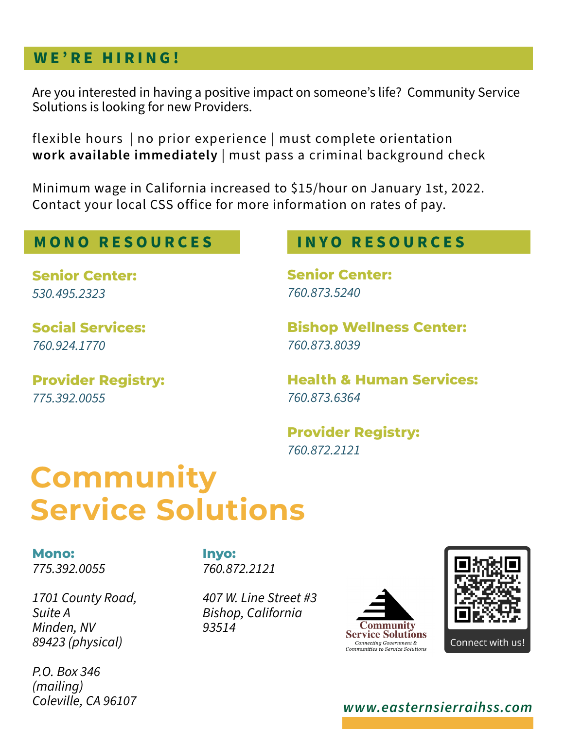## WE'RE HIRING!

Are you interested in having a positive impact on someone's life? Community Service Solutions is looking for new Providers.

flexible hours | no prior experience | must complete orientation
**work available immediately** | must pass a criminal background check

Minimum wage in California increased to $15/hour on January 1st, 2022. Contact your local CSS office for more information on rates of pay.

## MONO RESOURCES

**Senior Center:**
*530.495.2323*

**Social Services:**
*760.924.1770*

**Provider Registry:**
*775.392.0055*

## INYO RESOURCES

**Senior Center:**
*760.873.5240*

**Bishop Wellness Center:**
*760.873.8039*

**Health & Human Services:**
*760.873.6364*

**Provider Registry:**
*760.872.2121*

# Community Service Solutions

**Mono:**
*775.392.0055*

*1701 County Road,*
*Suite A*
*Minden, NV*
*89423 (physical)*

*P.O. Box 346*
*(mailing)*
*Coleville, CA 96107*

**Inyo:**
*760.872.2121*

*407 W. Line Street #3*
*Bishop, California*
*93514*

Community Service Solutions
Connecting Government & Communities to Service Solutions

Connect with us!

*www.easternsierraihss.com*